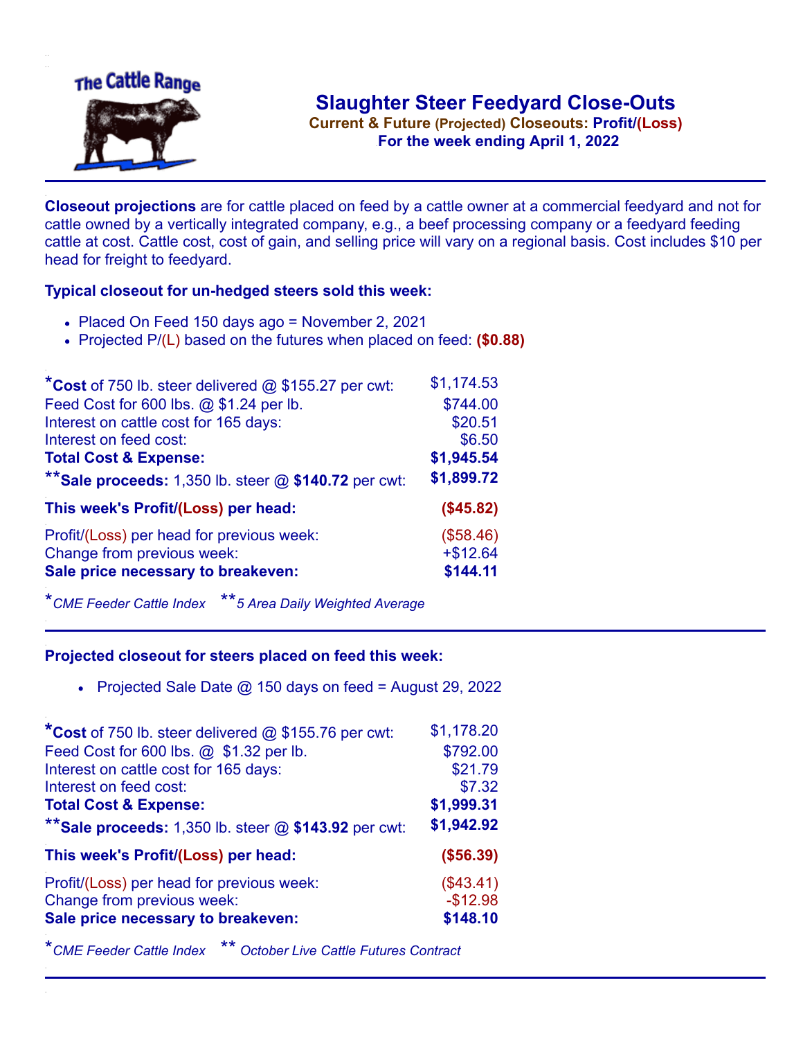# Slaughter Steer Feedyard Close-Outs

**Current & Future (Projected) Closeouts: Profit/(Loss)**

**For the week ending April 1, 2022**

**Closeout projections** are for cattle placed on feed by a cattle owner at a commercial feedyard and not for cattle owned by a vertically integrated company, e.g., a beef processing company or a feedyard feeding cattle at cost. Cattle cost, cost of gain, and selling price will vary on a regional basis. Cost includes $10 per head for freight to feedyard.

### Typical closeout for un-hedged steers sold this week:

- Placed On Feed 150 days ago = November 2, 2021
- Projected P/(L) based on the futures when placed on feed: **($0.88)**

| | |
|---|---|
| ***Cost** of 750 lb. steer delivered @ $155.27 per cwt: | $1,174.53 |
| Feed Cost for 600 lbs. @ $1.24 per lb. | $744.00 |
| Interest on cattle cost for 165 days: | $20.51 |
| Interest on feed cost: | $6.50 |
| **Total Cost & Expense:** | **$1,945.54** |
| ****Sale proceeds:** 1,350 lb. steer @ **$140.72** per cwt: | **$1,899.72** |
| **This week's Profit/(Loss) per head:** | **($45.82)** |
| Profit/(Loss) per head for previous week: | ($58.46) |
| Change from previous week: | +$12.64 |
| **Sale price necessary to breakeven:** | **$144.11** |

*\*CME Feeder Cattle Index \*\*5 Area Daily Weighted Average*

### Projected closeout for steers placed on feed this week:

- Projected Sale Date @ 150 days on feed = August 29, 2022

| | |
|---|---|
| ***Cost** of 750 lb. steer delivered @ $155.76 per cwt: | $1,178.20 |
| Feed Cost for 600 lbs. @ $1.32 per lb. | $792.00 |
| Interest on cattle cost for 165 days: | $21.79 |
| Interest on feed cost: | $7.32 |
| **Total Cost & Expense:** | **$1,999.31** |
| ****Sale proceeds:** 1,350 lb. steer @ **$143.92** per cwt: | **$1,942.92** |
| **This week's Profit/(Loss) per head:** | **($56.39)** |
| Profit/(Loss) per head for previous week: | ($43.41) |
| Change from previous week: | -$12.98 |
| **Sale price necessary to breakeven:** | **$148.10** |

*\*CME Feeder Cattle Index \*\* October Live Cattle Futures Contract*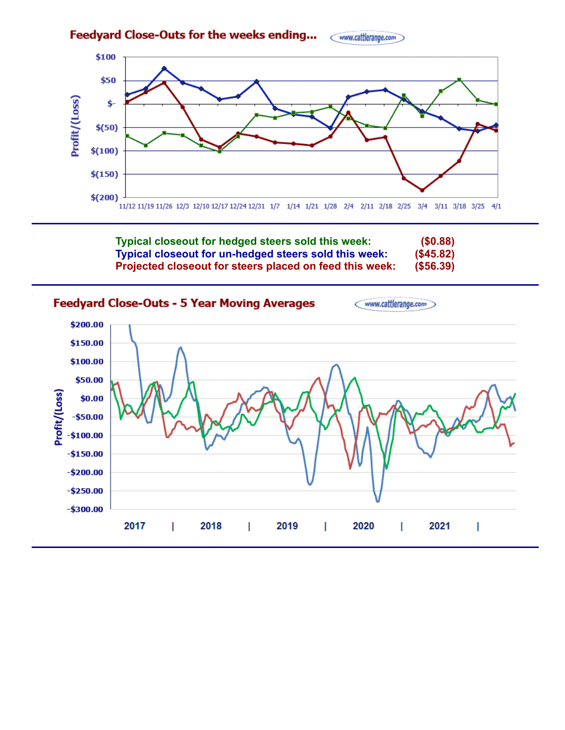## Feedyard Close-Outs for the weeks ending...

www.cattlerange.com

$100
$50
$-
$(50)
$(100)
$(150)
$(200)

Profit/(Loss)

11/12 11/19 11/26 12/3 12/10 12/17 12/24 12/31 1/7 1/14 1/21 1/28 2/4 2/11 2/18 2/25 3/4 3/11 3/18 3/25 4/1

**Typical closeout for hedged steers sold this week: ($0.88)**
**Typical closeout for un-hedged steers sold this week: ($45.82)**
**Projected closeout for steers placed on feed this week: ($56.39)**

## Feedyard Close-Outs - 5 Year Moving Averages

www.cattlerange.com

$200.00
$150.00
$100.00
$50.00
$0.00
-$50.00
-$100.00
-$150.00
-$200.00
-$250.00
-$300.00

Profit/(Loss)

2017 | 2018 | 2019 | 2020 | 2021 |